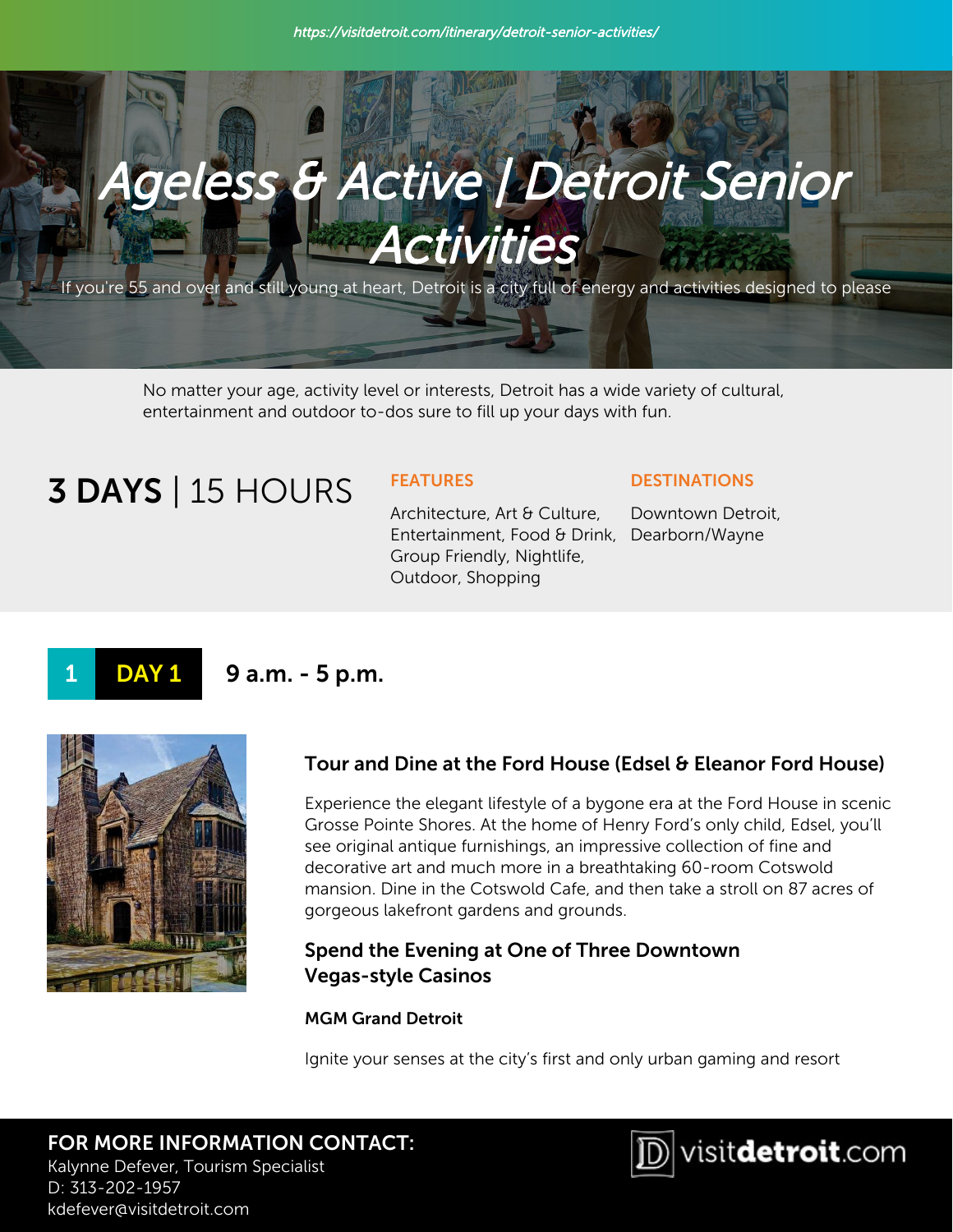https://visitdetroit.com/itinerary/detroit-senior-activities/

# Ageless & Active | Detroit Senior Activities

If you're 55 and over and still young at heart, Detroit is a city full of energy and activities designed to please

No matter your age, activity level or interests, Detroit has a wide variety of cultural, entertainment and outdoor to-dos sure to fill up your days with fun.

**3 DAYS** | 15 HOURS

**FEATURES**

Architecture, Art & Culture, Entertainment, Food & Drink, Group Friendly, Nightlife, Outdoor, Shopping

**DESTINATIONS**

Downtown Detroit, Dearborn/Wayne

## 1 DAY 1 — 9 a.m. - 5 p.m.

### Tour and Dine at the Ford House (Edsel & Eleanor Ford House)

Experience the elegant lifestyle of a bygone era at the Ford House in scenic Grosse Pointe Shores. At the home of Henry Ford's only child, Edsel, you'll see original antique furnishings, an impressive collection of fine and decorative art and much more in a breathtaking 60-room Cotswold mansion. Dine in the Cotswold Cafe, and then take a stroll on 87 acres of gorgeous lakefront gardens and grounds.

### Spend the Evening at One of Three Downtown Vegas-style Casinos

**MGM Grand Detroit**

Ignite your senses at the city's first and only urban gaming and resort

**FOR MORE INFORMATION CONTACT:**
Kalynne Defever, Tourism Specialist
D: 313-202-1957
kdefever@visitdetroit.com

visitdetroit.com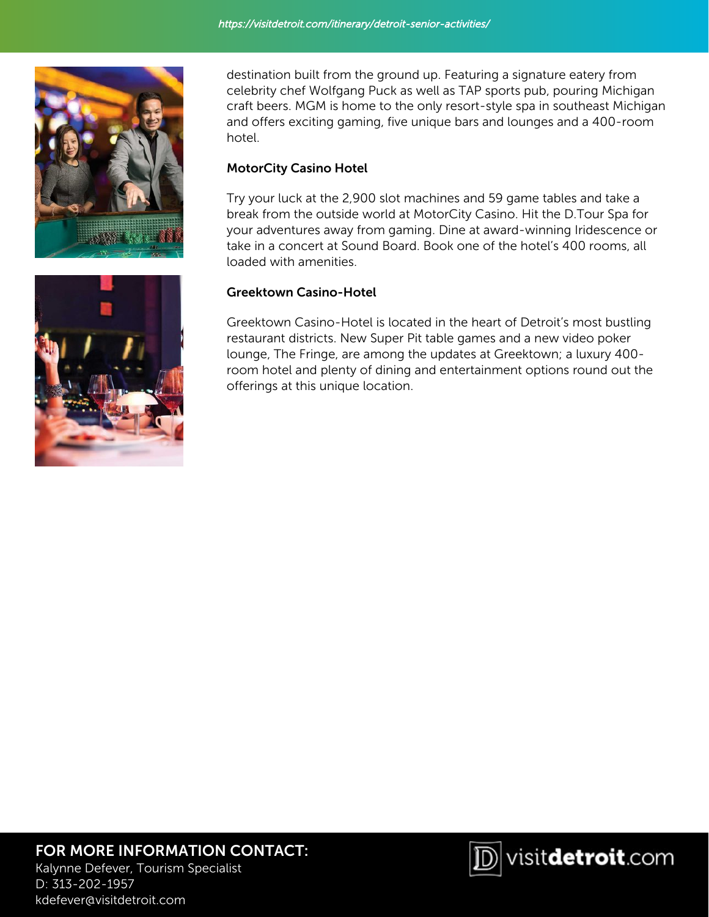destination built from the ground up. Featuring a signature eatery from celebrity chef Wolfgang Puck as well as TAP sports pub, pouring Michigan craft beers. MGM is home to the only resort-style spa in southeast Michigan and offers exciting gaming, five unique bars and lounges and a 400-room hotel.

**MotorCity Casino Hotel**

Try your luck at the 2,900 slot machines and 59 game tables and take a break from the outside world at MotorCity Casino. Hit the D.Tour Spa for your adventures away from gaming. Dine at award-winning Iridescence or take in a concert at Sound Board. Book one of the hotel's 400 rooms, all loaded with amenities.

**Greektown Casino-Hotel**

Greektown Casino-Hotel is located in the heart of Detroit's most bustling restaurant districts. New Super Pit table games and a new video poker lounge, The Fringe, are among the updates at Greektown; a luxury 400-room hotel and plenty of dining and entertainment options round out the offerings at this unique location.

**FOR MORE INFORMATION CONTACT:**
Kalynne Defever, Tourism Specialist
D: 313-202-1957
kdefever@visitdetroit.com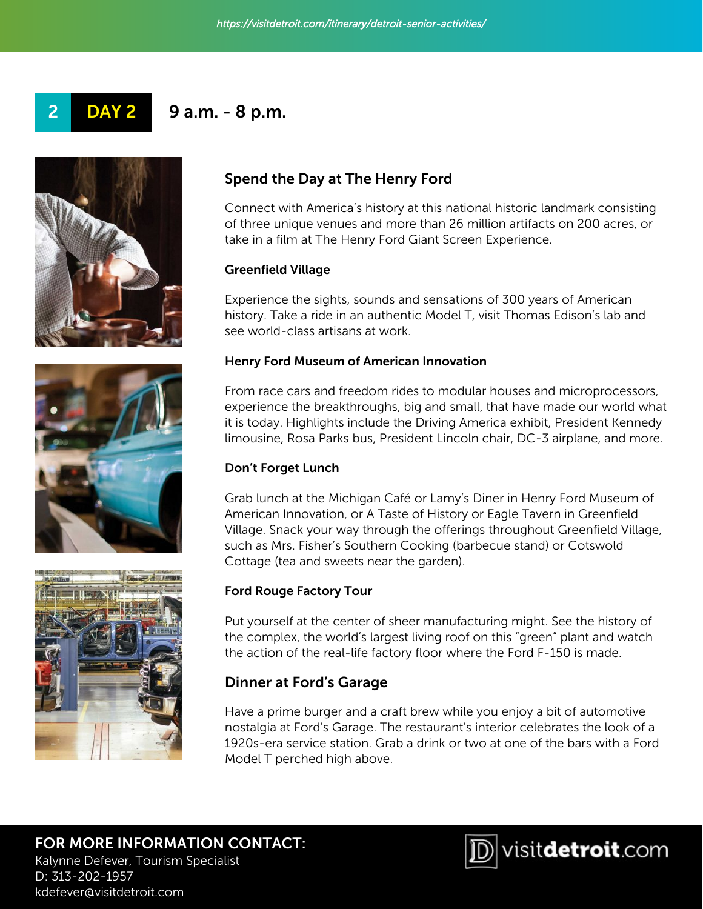## 2 DAY 2 9 a.m. - 8 p.m.

### Spend the Day at The Henry Ford

Connect with America's history at this national historic landmark consisting of three unique venues and more than 26 million artifacts on 200 acres, or take in a film at The Henry Ford Giant Screen Experience.

#### Greenfield Village

Experience the sights, sounds and sensations of 300 years of American history. Take a ride in an authentic Model T, visit Thomas Edison's lab and see world-class artisans at work.

#### Henry Ford Museum of American Innovation

From race cars and freedom rides to modular houses and microprocessors, experience the breakthroughs, big and small, that have made our world what it is today. Highlights include the Driving America exhibit, President Kennedy limousine, Rosa Parks bus, President Lincoln chair, DC-3 airplane, and more.

#### Don't Forget Lunch

Grab lunch at the Michigan Café or Lamy's Diner in Henry Ford Museum of American Innovation, or A Taste of History or Eagle Tavern in Greenfield Village. Snack your way through the offerings throughout Greenfield Village, such as Mrs. Fisher's Southern Cooking (barbecue stand) or Cotswold Cottage (tea and sweets near the garden).

#### Ford Rouge Factory Tour

Put yourself at the center of sheer manufacturing might. See the history of the complex, the world's largest living roof on this "green" plant and watch the action of the real-life factory floor where the Ford F-150 is made.

### Dinner at Ford's Garage

Have a prime burger and a craft brew while you enjoy a bit of automotive nostalgia at Ford's Garage. The restaurant's interior celebrates the look of a 1920s-era service station. Grab a drink or two at one of the bars with a Ford Model T perched high above.

**FOR MORE INFORMATION CONTACT:**
Kalynne Defever, Tourism Specialist
D: 313-202-1957
kdefever@visitdetroit.com

visitdetroit.com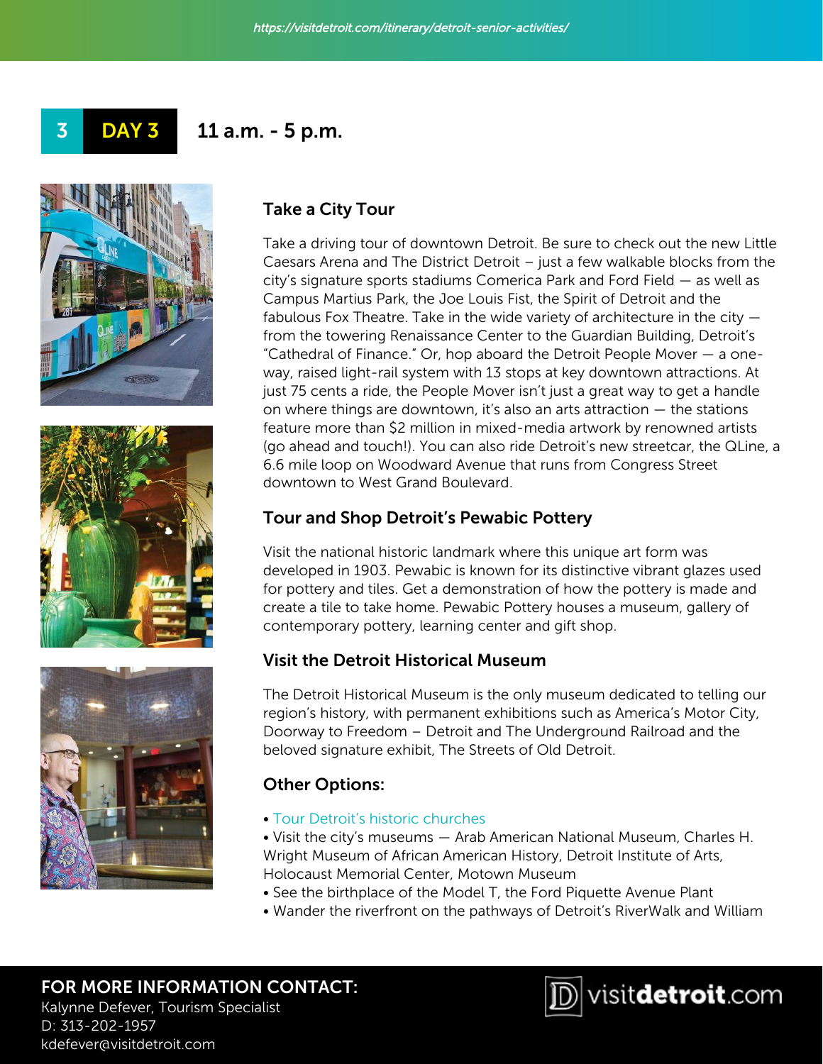## 3 DAY 3 11 a.m. - 5 p.m.

### Take a City Tour

Take a driving tour of downtown Detroit. Be sure to check out the new Little Caesars Arena and The District Detroit – just a few walkable blocks from the city's signature sports stadiums Comerica Park and Ford Field — as well as Campus Martius Park, the Joe Louis Fist, the Spirit of Detroit and the fabulous Fox Theatre. Take in the wide variety of architecture in the city — from the towering Renaissance Center to the Guardian Building, Detroit's "Cathedral of Finance." Or, hop aboard the Detroit People Mover — a one-way, raised light-rail system with 13 stops at key downtown attractions. At just 75 cents a ride, the People Mover isn't just a great way to get a handle on where things are downtown, it's also an arts attraction — the stations feature more than $2 million in mixed-media artwork by renowned artists (go ahead and touch!). You can also ride Detroit's new streetcar, the QLine, a 6.6 mile loop on Woodward Avenue that runs from Congress Street downtown to West Grand Boulevard.

### Tour and Shop Detroit's Pewabic Pottery

Visit the national historic landmark where this unique art form was developed in 1903. Pewabic is known for its distinctive vibrant glazes used for pottery and tiles. Get a demonstration of how the pottery is made and create a tile to take home. Pewabic Pottery houses a museum, gallery of contemporary pottery, learning center and gift shop.

### Visit the Detroit Historical Museum

The Detroit Historical Museum is the only museum dedicated to telling our region's history, with permanent exhibitions such as America's Motor City, Doorway to Freedom – Detroit and The Underground Railroad and the beloved signature exhibit, The Streets of Old Detroit.

### Other Options:

- Tour Detroit's historic churches
- Visit the city's museums — Arab American National Museum, Charles H. Wright Museum of African American History, Detroit Institute of Arts, Holocaust Memorial Center, Motown Museum
- See the birthplace of the Model T, the Ford Piquette Avenue Plant
- Wander the riverfront on the pathways of Detroit's RiverWalk and William

**FOR MORE INFORMATION CONTACT:**
Kalynne Defever, Tourism Specialist
D: 313-202-1957
kdefever@visitdetroit.com

visitdetroit.com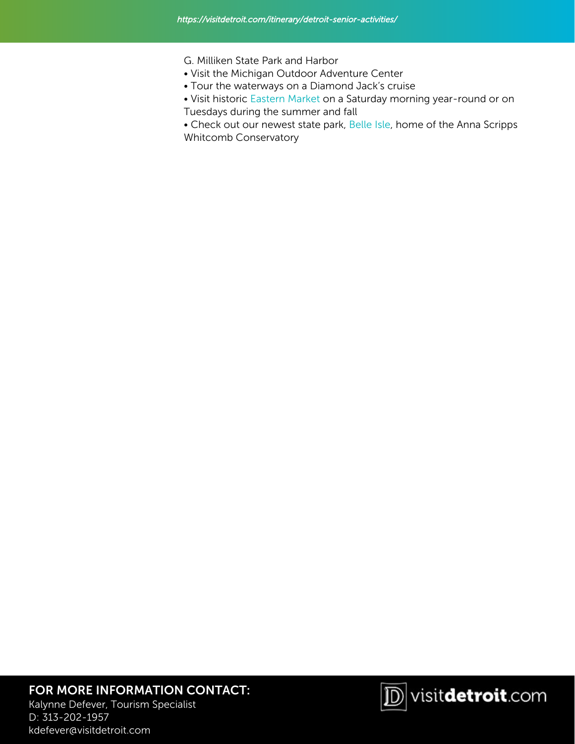G. Milliken State Park and Harbor

- Visit the Michigan Outdoor Adventure Center
- Tour the waterways on a Diamond Jack's cruise
- Visit historic Eastern Market on a Saturday morning year-round or on Tuesdays during the summer and fall
- Check out our newest state park, Belle Isle, home of the Anna Scripps Whitcomb Conservatory

**FOR MORE INFORMATION CONTACT:**

Kalynne Defever, Tourism Specialist
D: 313-202-1957
kdefever@visitdetroit.com

visitdetroit.com